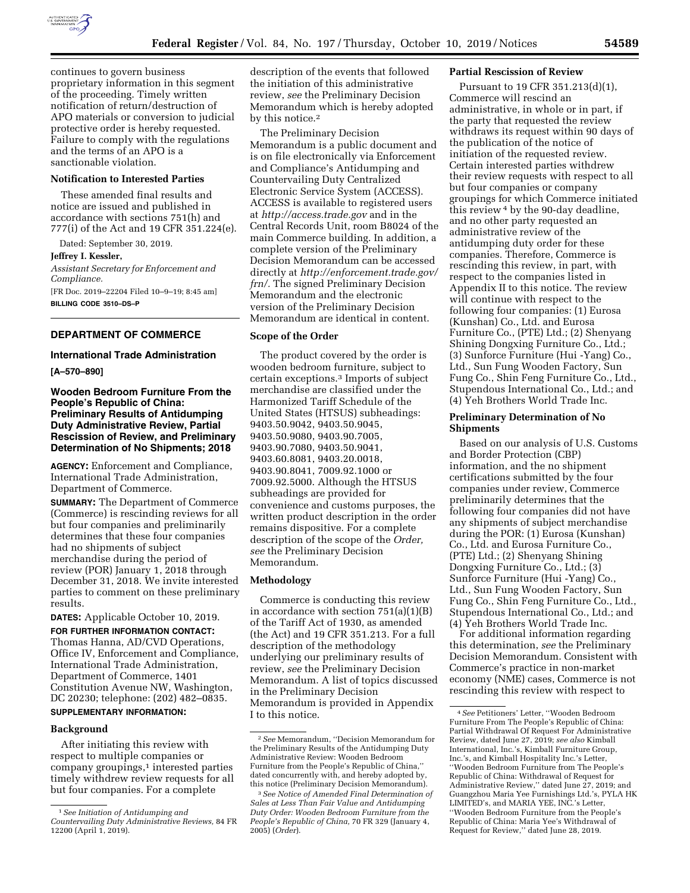continues to govern business proprietary information in this segment of the proceeding. Timely written notification of return/destruction of APO materials or conversion to judicial protective order is hereby requested. Failure to comply with the regulations and the terms of an APO is a sanctionable violation.

**Notification to Interested Parties**

These amended final results and notice are issued and published in accordance with sections 751(h) and 777(i) of the Act and 19 CFR 351.224(e).

Dated: September 30, 2019.

**Jeffrey I. Kessler,**

*Assistant Secretary for Enforcement and Compliance.*

[FR Doc. 2019–22204 Filed 10–9–19; 8:45 am]

**BILLING CODE 3510–DS–P**

## DEPARTMENT OF COMMERCE

### International Trade Administration

**[A–570–890]**

### Wooden Bedroom Furniture From the People's Republic of China: Preliminary Results of Antidumping Duty Administrative Review, Partial Rescission of Review, and Preliminary Determination of No Shipments; 2018

**AGENCY:** Enforcement and Compliance, International Trade Administration, Department of Commerce.

**SUMMARY:** The Department of Commerce (Commerce) is rescinding reviews for all but four companies and preliminarily determines that these four companies had no shipments of subject merchandise during the period of review (POR) January 1, 2018 through December 31, 2018. We invite interested parties to comment on these preliminary results.

**DATES:** Applicable October 10, 2019.

**FOR FURTHER INFORMATION CONTACT:** Thomas Hanna, AD/CVD Operations, Office IV, Enforcement and Compliance, International Trade Administration, Department of Commerce, 1401 Constitution Avenue NW, Washington, DC 20230; telephone: (202) 482–0835.

**SUPPLEMENTARY INFORMATION:**

**Background**

After initiating this review with respect to multiple companies or company groupings,[1] interested parties timely withdrew review requests for all but four companies. For a complete description of the events that followed the initiation of this administrative review, *see* the Preliminary Decision Memorandum which is hereby adopted by this notice.[2]

The Preliminary Decision Memorandum is a public document and is on file electronically via Enforcement and Compliance's Antidumping and Countervailing Duty Centralized Electronic Service System (ACCESS). ACCESS is available to registered users at *http://access.trade.gov* and in the Central Records Unit, room B8024 of the main Commerce building. In addition, a complete version of the Preliminary Decision Memorandum can be accessed directly at *http://enforcement.trade.gov/frn/*. The signed Preliminary Decision Memorandum and the electronic version of the Preliminary Decision Memorandum are identical in content.

**Scope of the Order**

The product covered by the order is wooden bedroom furniture, subject to certain exceptions.[3] Imports of subject merchandise are classified under the Harmonized Tariff Schedule of the United States (HTSUS) subheadings: 9403.50.9042, 9403.50.9045, 9403.50.9080, 9403.90.7005, 9403.90.7080, 9403.50.9041, 9403.60.8081, 9403.20.0018, 9403.90.8041, 7009.92.1000 or 7009.92.5000. Although the HTSUS subheadings are provided for convenience and customs purposes, the written product description in the order remains dispositive. For a complete description of the scope of the *Order, see* the Preliminary Decision Memorandum.

**Methodology**

Commerce is conducting this review in accordance with section 751(a)(1)(B) of the Tariff Act of 1930, as amended (the Act) and 19 CFR 351.213. For a full description of the methodology underlying our preliminary results of review, *see* the Preliminary Decision Memorandum. A list of topics discussed in the Preliminary Decision Memorandum is provided in Appendix I to this notice.

**Partial Rescission of Review**

Pursuant to 19 CFR 351.213(d)(1), Commerce will rescind an administrative, in whole or in part, if the party that requested the review withdraws its request within 90 days of the publication of the notice of initiation of the requested review. Certain interested parties withdrew their review requests with respect to all but four companies or company groupings for which Commerce initiated this review[4] by the 90-day deadline, and no other party requested an administrative review of the antidumping duty order for these companies. Therefore, Commerce is rescinding this review, in part, with respect to the companies listed in Appendix II to this notice. The review will continue with respect to the following four companies: (1) Eurosa (Kunshan) Co., Ltd. and Eurosa Furniture Co., (PTE) Ltd.; (2) Shenyang Shining Dongxing Furniture Co., Ltd.; (3) Sunforce Furniture (Hui -Yang) Co., Ltd., Sun Fung Wooden Factory, Sun Fung Co., Shin Feng Furniture Co., Ltd., Stupendous International Co., Ltd.; and (4) Yeh Brothers World Trade Inc.

**Preliminary Determination of No Shipments**

Based on our analysis of U.S. Customs and Border Protection (CBP) information, and the no shipment certifications submitted by the four companies under review, Commerce preliminarily determines that the following four companies did not have any shipments of subject merchandise during the POR: (1) Eurosa (Kunshan) Co., Ltd. and Eurosa Furniture Co., (PTE) Ltd.; (2) Shenyang Shining Dongxing Furniture Co., Ltd.; (3) Sunforce Furniture (Hui -Yang) Co., Ltd., Sun Fung Wooden Factory, Sun Fung Co., Shin Feng Furniture Co., Ltd., Stupendous International Co., Ltd.; and (4) Yeh Brothers World Trade Inc.

For additional information regarding this determination, *see* the Preliminary Decision Memorandum. Consistent with Commerce's practice in non-market economy (NME) cases, Commerce is not rescinding this review with respect to

---

[1] *See Initiation of Antidumping and Countervailing Duty Administrative Reviews,* 84 FR 12200 (April 1, 2019).

[2] *See* Memorandum, ''Decision Memorandum for the Preliminary Results of the Antidumping Duty Administrative Review: Wooden Bedroom Furniture from the People's Republic of China,'' dated concurrently with, and hereby adopted by, this notice (Preliminary Decision Memorandum).

[3] *See Notice of Amended Final Determination of Sales at Less Than Fair Value and Antidumping Duty Order: Wooden Bedroom Furniture from the People's Republic of China,* 70 FR 329 (January 4, 2005) (*Order*).

[4] *See* Petitioners' Letter, ''Wooden Bedroom Furniture From The People's Republic of China: Partial Withdrawal Of Request For Administrative Review, dated June 27, 2019; *see also* Kimball International, Inc.'s, Kimball Furniture Group, Inc.'s, and Kimball Hospitality Inc.'s Letter, ''Wooden Bedroom Furniture from The People's Republic of China: Withdrawal of Request for Administrative Review,'' dated June 27, 2019; and Guangzhou Maria Yee Furnishings Ltd.'s, PYLA HK LIMITED's, and MARIA YEE, INC.'s Letter, ''Wooden Bedroom Furniture from the People's Republic of China: Maria Yee's Withdrawal of Request for Review,'' dated June 28, 2019.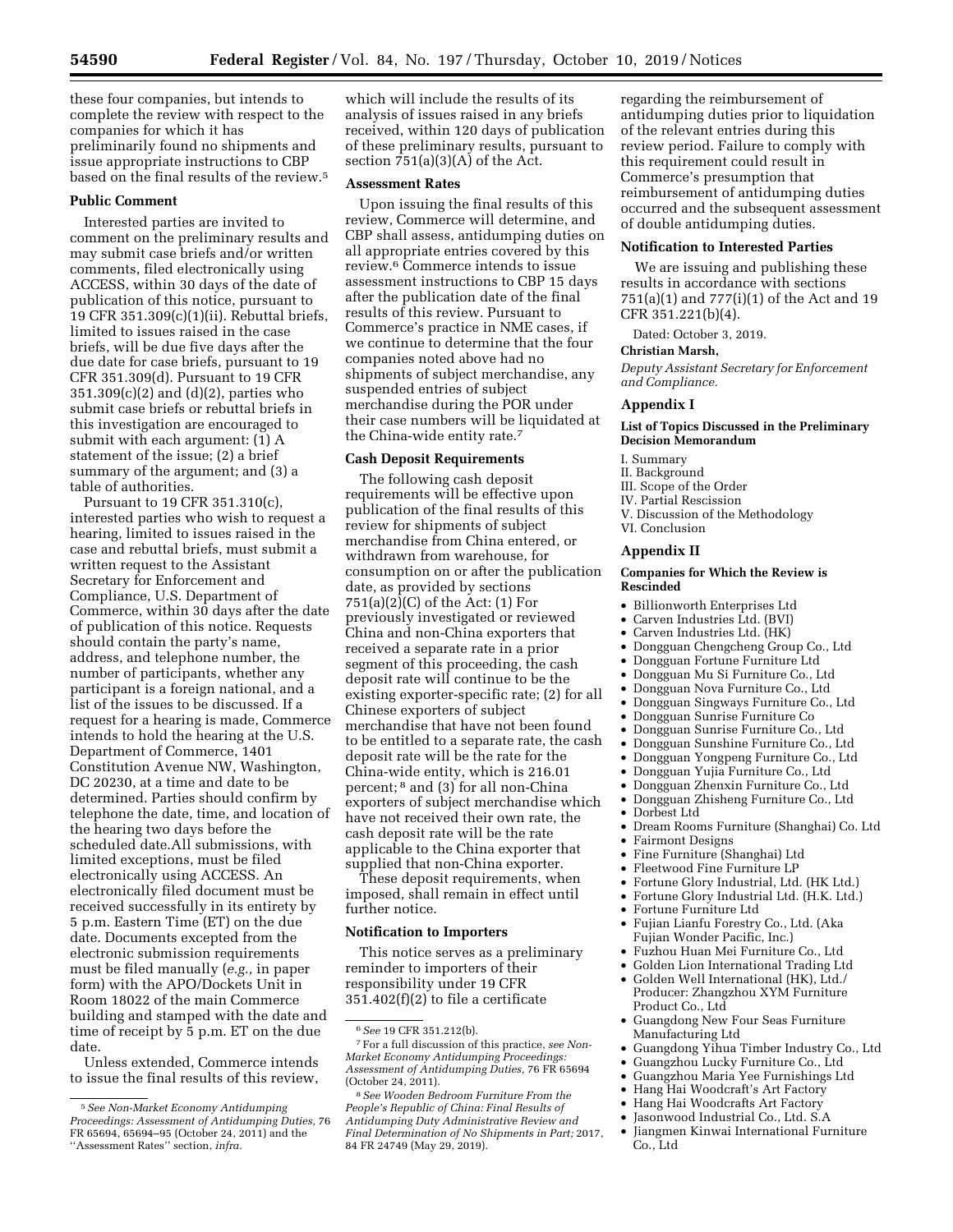these four companies, but intends to complete the review with respect to the companies for which it has preliminarily found no shipments and issue appropriate instructions to CBP based on the final results of the review.[5]

**Public Comment**

Interested parties are invited to comment on the preliminary results and may submit case briefs and/or written comments, filed electronically using ACCESS, within 30 days of the date of publication of this notice, pursuant to 19 CFR 351.309(c)(1)(ii). Rebuttal briefs, limited to issues raised in the case briefs, will be due five days after the due date for case briefs, pursuant to 19 CFR 351.309(d). Pursuant to 19 CFR 351.309(c)(2) and (d)(2), parties who submit case briefs or rebuttal briefs in this investigation are encouraged to submit with each argument: (1) A statement of the issue; (2) a brief summary of the argument; and (3) a table of authorities.

Pursuant to 19 CFR 351.310(c), interested parties who wish to request a hearing, limited to issues raised in the case and rebuttal briefs, must submit a written request to the Assistant Secretary for Enforcement and Compliance, U.S. Department of Commerce, within 30 days after the date of publication of this notice. Requests should contain the party's name, address, and telephone number, the number of participants, whether any participant is a foreign national, and a list of the issues to be discussed. If a request for a hearing is made, Commerce intends to hold the hearing at the U.S. Department of Commerce, 1401 Constitution Avenue NW, Washington, DC 20230, at a time and date to be determined. Parties should confirm by telephone the date, time, and location of the hearing two days before the scheduled date.All submissions, with limited exceptions, must be filed electronically using ACCESS. An electronically filed document must be received successfully in its entirety by 5 p.m. Eastern Time (ET) on the due date. Documents excepted from the electronic submission requirements must be filed manually (*e.g.,* in paper form) with the APO/Dockets Unit in Room 18022 of the main Commerce building and stamped with the date and time of receipt by 5 p.m. ET on the due date.

Unless extended, Commerce intends to issue the final results of this review, which will include the results of its analysis of issues raised in any briefs received, within 120 days of publication of these preliminary results, pursuant to section 751(a)(3)(A) of the Act.

**Assessment Rates**

Upon issuing the final results of this review, Commerce will determine, and CBP shall assess, antidumping duties on all appropriate entries covered by this review.[6] Commerce intends to issue assessment instructions to CBP 15 days after the publication date of the final results of this review. Pursuant to Commerce's practice in NME cases, if we continue to determine that the four companies noted above had no shipments of subject merchandise, any suspended entries of subject merchandise during the POR under their case numbers will be liquidated at the China-wide entity rate.[7]

**Cash Deposit Requirements**

The following cash deposit requirements will be effective upon publication of the final results of this review for shipments of subject merchandise from China entered, or withdrawn from warehouse, for consumption on or after the publication date, as provided by sections 751(a)(2)(C) of the Act: (1) For previously investigated or reviewed China and non-China exporters that received a separate rate in a prior segment of this proceeding, the cash deposit rate will continue to be the existing exporter-specific rate; (2) for all Chinese exporters of subject merchandise that have not been found to be entitled to a separate rate, the cash deposit rate will be the rate for the China-wide entity, which is 216.01 percent;[8] and (3) for all non-China exporters of subject merchandise which have not received their own rate, the cash deposit rate will be the rate applicable to the China exporter that supplied that non-China exporter.

These deposit requirements, when imposed, shall remain in effect until further notice.

**Notification to Importers**

This notice serves as a preliminary reminder to importers of their responsibility under 19 CFR 351.402(f)(2) to file a certificate regarding the reimbursement of antidumping duties prior to liquidation of the relevant entries during this review period. Failure to comply with this requirement could result in Commerce's presumption that reimbursement of antidumping duties occurred and the subsequent assessment of double antidumping duties.

**Notification to Interested Parties**

We are issuing and publishing these results in accordance with sections 751(a)(1) and 777(i)(1) of the Act and 19 CFR 351.221(b)(4).

Dated: October 3, 2019.

**Christian Marsh,**

*Deputy Assistant Secretary for Enforcement and Compliance.*

## Appendix I

**List of Topics Discussed in the Preliminary Decision Memorandum**

I. Summary
II. Background
III. Scope of the Order
IV. Partial Rescission
V. Discussion of the Methodology
VI. Conclusion

## Appendix II

**Companies for Which the Review is Rescinded**

- Billionworth Enterprises Ltd
- Carven Industries Ltd. (BVI)
- Carven Industries Ltd. (HK)
- Dongguan Chengcheng Group Co., Ltd
- Dongguan Fortune Furniture Ltd
- Dongguan Mu Si Furniture Co., Ltd
- Dongguan Nova Furniture Co., Ltd
- Dongguan Singways Furniture Co., Ltd
- Dongguan Sunrise Furniture Co
- Dongguan Sunrise Furniture Co., Ltd
- Dongguan Sunshine Furniture Co., Ltd
- Dongguan Yongpeng Furniture Co., Ltd
- Dongguan Yujia Furniture Co., Ltd
- Dongguan Zhenxin Furniture Co., Ltd
- Dongguan Zhisheng Furniture Co., Ltd
- Dorbest Ltd
- Dream Rooms Furniture (Shanghai) Co. Ltd
- Fairmont Designs
- Fine Furniture (Shanghai) Ltd
- Fleetwood Fine Furniture LP
- Fortune Glory Industrial, Ltd. (HK Ltd.)
- Fortune Glory Industrial Ltd. (H.K. Ltd.)
- Fortune Furniture Ltd
- Fujian Lianfu Forestry Co., Ltd. (Aka Fujian Wonder Pacific, Inc.)
- Fuzhou Huan Mei Furniture Co., Ltd
- Golden Lion International Trading Ltd
- Golden Well International (HK), Ltd./ Producer: Zhangzhou XYM Furniture Product Co., Ltd
- Guangdong New Four Seas Furniture Manufacturing Ltd
- Guangdong Yihua Timber Industry Co., Ltd
- Guangzhou Lucky Furniture Co., Ltd
- Guangzhou Maria Yee Furnishings Ltd
- Hang Hai Woodcraft's Art Factory
- Hang Hai Woodcrafts Art Factory
- Jasonwood Industrial Co., Ltd. S.A
- Jiangmen Kinwai International Furniture Co., Ltd

---

[5] *See Non-Market Economy Antidumping Proceedings: Assessment of Antidumping Duties,* 76 FR 65694, 65694–95 (October 24, 2011) and the ''Assessment Rates'' section, *infra.*

[6] *See* 19 CFR 351.212(b).

[7] For a full discussion of this practice, *see Non-Market Economy Antidumping Proceedings: Assessment of Antidumping Duties,* 76 FR 65694 (October 24, 2011).

[8] *See Wooden Bedroom Furniture From the People's Republic of China: Final Results of Antidumping Duty Administrative Review and Final Determination of No Shipments in Part;* 2017, 84 FR 24749 (May 29, 2019).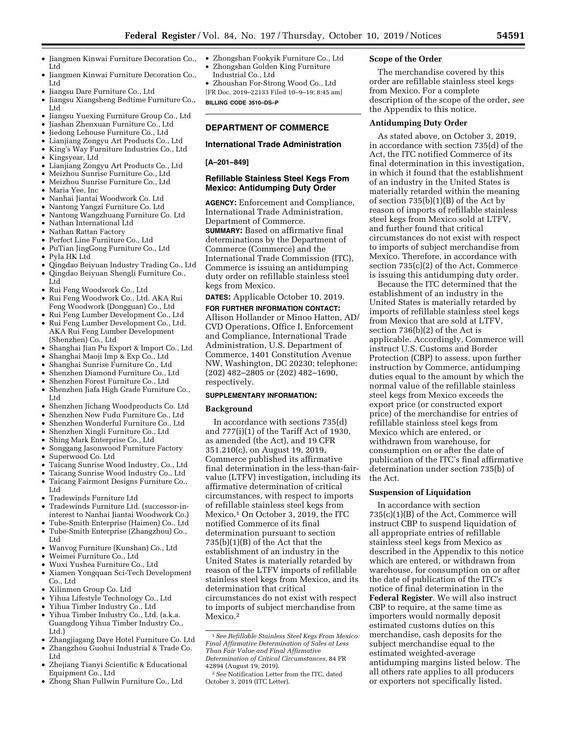- Jiangmen Kinwai Furniture Decoration Co., Ltd
- Jiangmen Kinwai Furniture Decoration Co., Ltd
- Jiangsu Dare Furniture Co., Ltd
- Jiangsu Xiangsheng Bedtime Furniture Co., Ltd
- Jiangsu Yuexing Furniture Group Co., Ltd
- Jiashan Zhenxuan Furniture Co., Ltd
- Jiedong Lehouse Furniture Co., Ltd
- Lianjiang Zongyu Art Products Co., Ltd
- King's Way Furniture Industries Co., Ltd
- Kingsyear, Ltd
- Lianjiang Zongyu Art Products Co., Ltd
- Meizhou Sunrise Furniture Co., Ltd
- Meizhou Sunrise Furniture Co., Ltd
- Maria Yee, Inc
- Nanhai Jiantai Woodwork Co. Ltd
- Nantong Yangzi Furniture Co. Ltd
- Nantong Wangzhuang Furniture Co. Ltd
- Nathan International Ltd
- Nathan Rattan Factory
- Perfect Line Furniture Co., Ltd
- PuTian JingGong Furniture Co., Ltd
- Pyla HK Ltd
- Qingdao Beiyuan lndustry Trading Co., Ltd
- Qingdao Beiyuan Shengli Furniture Co., Ltd
- Rui Feng Woodwork Co., Ltd
- Rui Feng Woodwork Co., Ltd. AKA Rui Feng Woodwork (Dongguan) Co., Ltd
- Rui Feng Lumber Development Co., Ltd
- Rui Feng Lumber Development Co., Ltd. AKA Rui Feng Lumber Development (Shenzhen) Co., Ltd
- Shanghai Jian Pu Export & Import Co., Ltd
- Shanghai Maoji Imp & Exp Co., Ltd
- Shanghai Sunrise Furniture Co., Ltd
- Shenzhen Diamond Furniture Co., Ltd
- Shenzhen Forest Furniture Co., Ltd
- Shenzhen Jiafa High Grade Furniture Co., Ltd
- Shenzhen Jichang Woodproducts Co. Ltd
- Shenzhen New Fudu Furniture Co., Ltd
- Shenzhen Wonderful Furniture Co., Ltd
- Shenzhen Xingli Furniture Co., Ltd
- Shing Mark Enterprise Co., Ltd
- Songgang Jasonwood Furniture Factory
- Superwood Co. Ltd
- Taicang Sunrise Wood Industry, Co., Ltd
- Taicang Sunrise Wood Industry Co., Ltd
- Taicang Fairmont Designs Furniture Co., Ltd
- Tradewinds Furniture Ltd
- Tradewinds Furniture Ltd. (successor-in-interest to Nanhai Jiantai Woodwork Co.)
- Tube-Smith Enterprise (Haimen) Co., Ltd
- Tube-Smith Enterprise (Zhangzhou) Co., Ltd
- Wanvog Furniture (Kunshan) Co., Ltd
- Weimei Furniture Co., Ltd
- Wuxi Yushea Furniture Co., Ltd
- Xiamen Yongquan Sci-Tech Development Co., Ltd
- Xilinmen Group Co. Ltd
- Yihua Lifestyle Technology Co., Ltd
- Yihua Timber Industry Co., Ltd
- Yihua Timber Industry Co., Ltd. (a.k.a. Guangdong Yihua Timber Industry Co., Ltd.)
- Zhangjiagang Daye Hotel Furniture Co. Ltd
- Zhangzhou Guohui Industrial & Trade Co. Ltd
- Zhejiang Tianyi Scientific & Educational Equipment Co., Ltd
- Zhong Shan Fullwin Furniture Co., Ltd
- Zhongshan Fookyik Furniture Co., Ltd
- Zhongshan Golden King Furniture Industrial Co., Ltd
- Zhoushan For-Strong Wood Co., Ltd

[FR Doc. 2019–22133 Filed 10–9–19; 8:45 am]

**BILLING CODE 3510–DS–P**

## DEPARTMENT OF COMMERCE

### International Trade Administration

**[A–201–849]**

### Refillable Stainless Steel Kegs From Mexico: Antidumping Duty Order

**AGENCY:** Enforcement and Compliance, International Trade Administration, Department of Commerce.

**SUMMARY:** Based on affirmative final determinations by the Department of Commerce (Commerce) and the International Trade Commission (ITC), Commerce is issuing an antidumping duty order on refillable stainless steel kegs from Mexico.

**DATES:** Applicable October 10, 2019.

**FOR FURTHER INFORMATION CONTACT:** Allison Hollander or Minoo Hatten, AD/CVD Operations, Office I, Enforcement and Compliance, International Trade Administration, U.S. Department of Commerce, 1401 Constitution Avenue NW, Washington, DC 20230; telephone: (202) 482–2805 or (202) 482–1690, respectively.

**SUPPLEMENTARY INFORMATION:**

#### Background

In accordance with sections 735(d) and 777(i)(1) of the Tariff Act of 1930, as amended (the Act), and 19 CFR 351.210(c), on August 19, 2019, Commerce published its affirmative final determination in the less-than-fair-value (LTFV) investigation, including its affirmative determination of critical circumstances, with respect to imports of refillable stainless steel kegs from Mexico.[1] On October 3, 2019, the ITC notified Commerce of its final determination pursuant to section 735(b)(1)(B) of the Act that the establishment of an industry in the United States is materially retarded by reason of the LTFV imports of refillable stainless steel kegs from Mexico, and its determination that critical circumstances do not exist with respect to imports of subject merchandise from Mexico.[2]

[1] *See Refillable Stainless Steel Kegs From Mexico: Final Affirmative Determination of Sales at Less Than Fair Value and Final Affirmative Determination of Critical Circumstances,* 84 FR 42894 (August 19, 2019).

[2] *See* Notification Letter from the ITC, dated October 3, 2019 (ITC Letter).

#### Scope of the Order

The merchandise covered by this order are refillable stainless steel kegs from Mexico. For a complete description of the scope of the order, *see* the Appendix to this notice.

#### Antidumping Duty Order

As stated above, on October 3, 2019, in accordance with section 735(d) of the Act, the ITC notified Commerce of its final determination in this investigation, in which it found that the establishment of an industry in the United States is materially retarded within the meaning of section 735(b)(1)(B) of the Act by reason of imports of refillable stainless steel kegs from Mexico sold at LTFV, and further found that critical circumstances do not exist with respect to imports of subject merchandise from Mexico. Therefore, in accordance with section 735(c)(2) of the Act, Commerce is issuing this antidumping duty order.

Because the ITC determined that the establishment of an industry in the United States is materially retarded by imports of refillable stainless steel kegs from Mexico that are sold at LTFV, section 736(b)(2) of the Act is applicable. Accordingly, Commerce will instruct U.S. Customs and Border Protection (CBP) to assess, upon further instruction by Commerce, antidumping duties equal to the amount by which the normal value of the refillable stainless steel kegs from Mexico exceeds the export price (or constructed export price) of the merchandise for entries of refillable stainless steel kegs from Mexico which are entered, or withdrawn from warehouse, for consumption on or after the date of publication of the ITC's final affirmative determination under section 735(b) of the Act.

#### Suspension of Liquidation

In accordance with section 735(c)(1)(B) of the Act, Commerce will instruct CBP to suspend liquidation of all appropriate entries of refillable stainless steel kegs from Mexico as described in the Appendix to this notice which are entered, or withdrawn from warehouse, for consumption on or after the date of publication of the ITC's notice of final determination in the **Federal Register**. We will also instruct CBP to require, at the same time as importers would normally deposit estimated customs duties on this merchandise, cash deposits for the subject merchandise equal to the estimated weighted-average antidumping margins listed below. The all others rate applies to all producers or exporters not specifically listed.